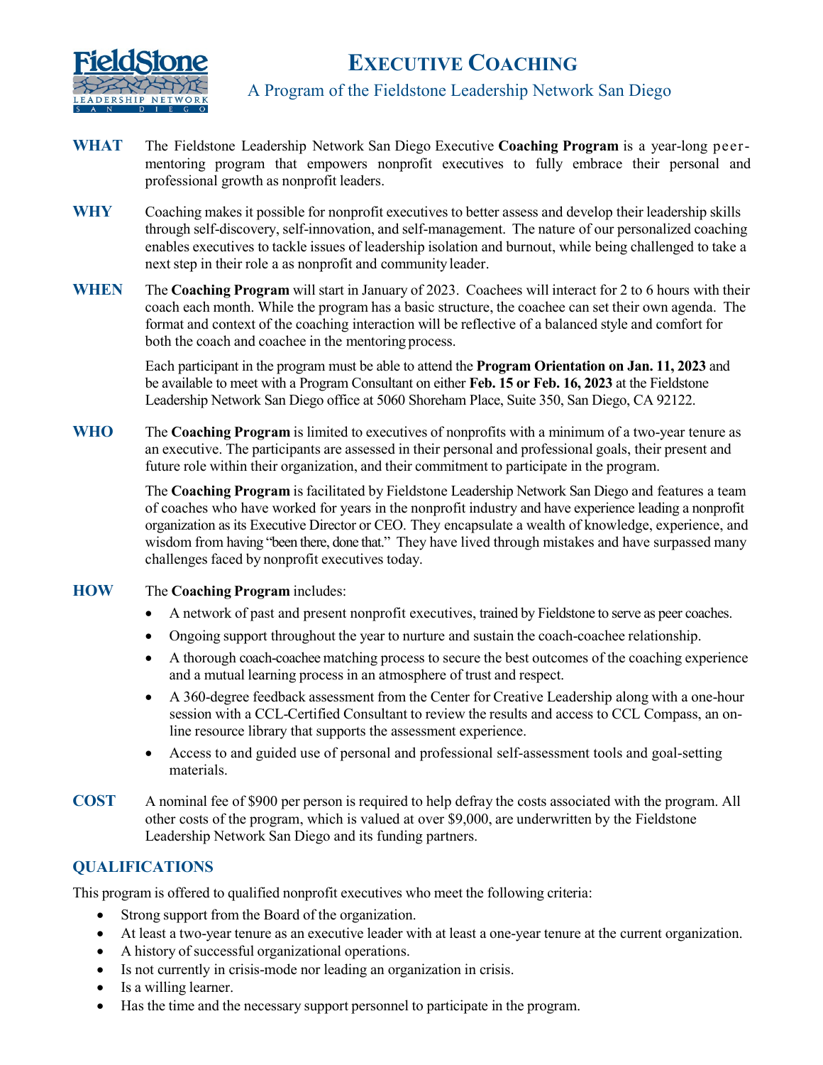# Executive Coaching

## A Program of the Fieldstone Leadership Network San Diego

**WHAT** The Fieldstone Leadership Network San Diego Executive **Coaching Program** is a year-long peer-mentoring program that empowers nonprofit executives to fully embrace their personal and professional growth as nonprofit leaders.

**WHY** Coaching makes it possible for nonprofit executives to better assess and develop their leadership skills through self-discovery, self-innovation, and self-management. The nature of our personalized coaching enables executives to tackle issues of leadership isolation and burnout, while being challenged to take a next step in their role a as nonprofit and community leader.

**WHEN** The **Coaching Program** will start in January of 2023. Coachees will interact for 2 to 6 hours with their coach each month. While the program has a basic structure, the coachee can set their own agenda. The format and context of the coaching interaction will be reflective of a balanced style and comfort for both the coach and coachee in the mentoring process.

Each participant in the program must be able to attend the **Program Orientation on Jan. 11, 2023** and be available to meet with a Program Consultant on either **Feb. 15 or Feb. 16, 2023** at the Fieldstone Leadership Network San Diego office at 5060 Shoreham Place, Suite 350, San Diego, CA 92122.

**WHO** The **Coaching Program** is limited to executives of nonprofits with a minimum of a two-year tenure as an executive. The participants are assessed in their personal and professional goals, their present and future role within their organization, and their commitment to participate in the program.

The **Coaching Program** is facilitated by Fieldstone Leadership Network San Diego and features a team of coaches who have worked for years in the nonprofit industry and have experience leading a nonprofit organization as its Executive Director or CEO. They encapsulate a wealth of knowledge, experience, and wisdom from having "been there, done that." They have lived through mistakes and have surpassed many challenges faced by nonprofit executives today.

**HOW** The **Coaching Program** includes:

- A network of past and present nonprofit executives, trained by Fieldstone to serve as peer coaches.
- Ongoing support throughout the year to nurture and sustain the coach-coachee relationship.
- A thorough coach-coachee matching process to secure the best outcomes of the coaching experience and a mutual learning process in an atmosphere of trust and respect.
- A 360-degree feedback assessment from the Center for Creative Leadership along with a one-hour session with a CCL-Certified Consultant to review the results and access to CCL Compass, an on-line resource library that supports the assessment experience.
- Access to and guided use of personal and professional self-assessment tools and goal-setting materials.

**COST** A nominal fee of $900 per person is required to help defray the costs associated with the program. All other costs of the program, which is valued at over $9,000, are underwritten by the Fieldstone Leadership Network San Diego and its funding partners.

## QUALIFICATIONS

This program is offered to qualified nonprofit executives who meet the following criteria:

- Strong support from the Board of the organization.
- At least a two-year tenure as an executive leader with at least a one-year tenure at the current organization.
- A history of successful organizational operations.
- Is not currently in crisis-mode nor leading an organization in crisis.
- Is a willing learner.
- Has the time and the necessary support personnel to participate in the program.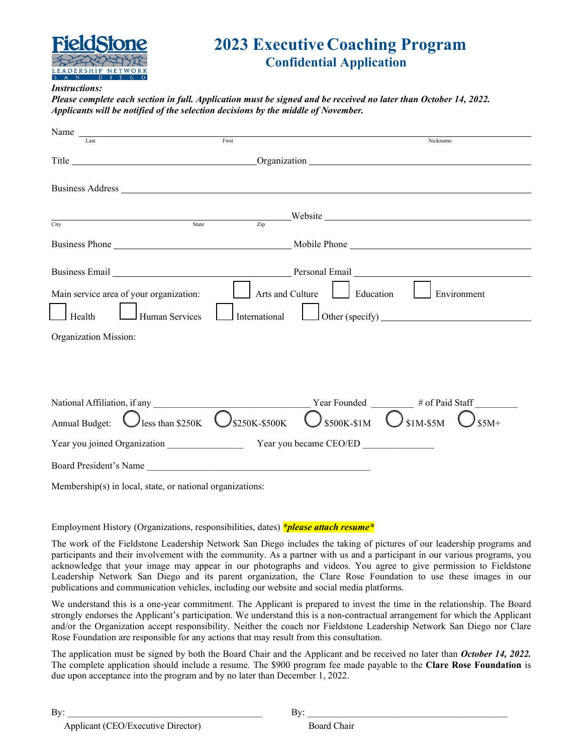FieldStone LEADERSHIP NETWORK SAN DIEGO

# 2023 Executive Coaching Program

## Confidential Application

***Instructions:***

***Please complete each section in full. Application must be signed and be received no later than October 14, 2022. Applicants will be notified of the selection decisions by the middle of November.***

Name ______________________________________________________________
Last First Nickname

Title ______________________ Organization ______________________

Business Address ______________________________________________________________

______________________________________ Website ______________________
City State Zip

Business Phone ______________________ Mobile Phone ______________________

Business Email ______________________ Personal Email ______________________

Main service area of your organization: ☐ Arts and Culture ☐ Education ☐ Environment

☐ Health ☐ Human Services ☐ International ☐ Other (specify) ______________________

Organization Mission:

National Affiliation, if any ______________________ Year Founded _________ # of Paid Staff _________

Annual Budget: ◯ less than $250K ◯ $250K-$500K ◯ $500K-$1M ◯ $1M-$5M ◯ $5M+

Year you joined Organization ________________ Year you became CEO/ED _______________

Board President's Name ______________________________________________

Membership(s) in local, state, or national organizations:

Employment History (Organizations, responsibilities, dates) ***\*please attach resume\****

The work of the Fieldstone Leadership Network San Diego includes the taking of pictures of our leadership programs and participants and their involvement with the community. As a partner with us and a participant in our various programs, you acknowledge that your image may appear in our photographs and videos. You agree to give permission to Fieldstone Leadership Network San Diego and its parent organization, the Clare Rose Foundation to use these images in our publications and communication vehicles, including our website and social media platforms.

We understand this is a one-year commitment. The Applicant is prepared to invest the time in the relationship. The Board strongly endorses the Applicant's participation. We understand this is a non-contractual arrangement for which the Applicant and/or the Organization accept responsibility. Neither the coach nor Fieldstone Leadership Network San Diego nor Clare Rose Foundation are responsible for any actions that may result from this consultation.

The application must be signed by both the Board Chair and the Applicant and be received no later than ***October 14, 2022.*** The complete application should include a resume. The $900 program fee made payable to the **Clare Rose Foundation** is due upon acceptance into the program and by no later than December 1, 2022.

By: ________________________________________ By: ________________________________________
Applicant (CEO/Executive Director) Board Chair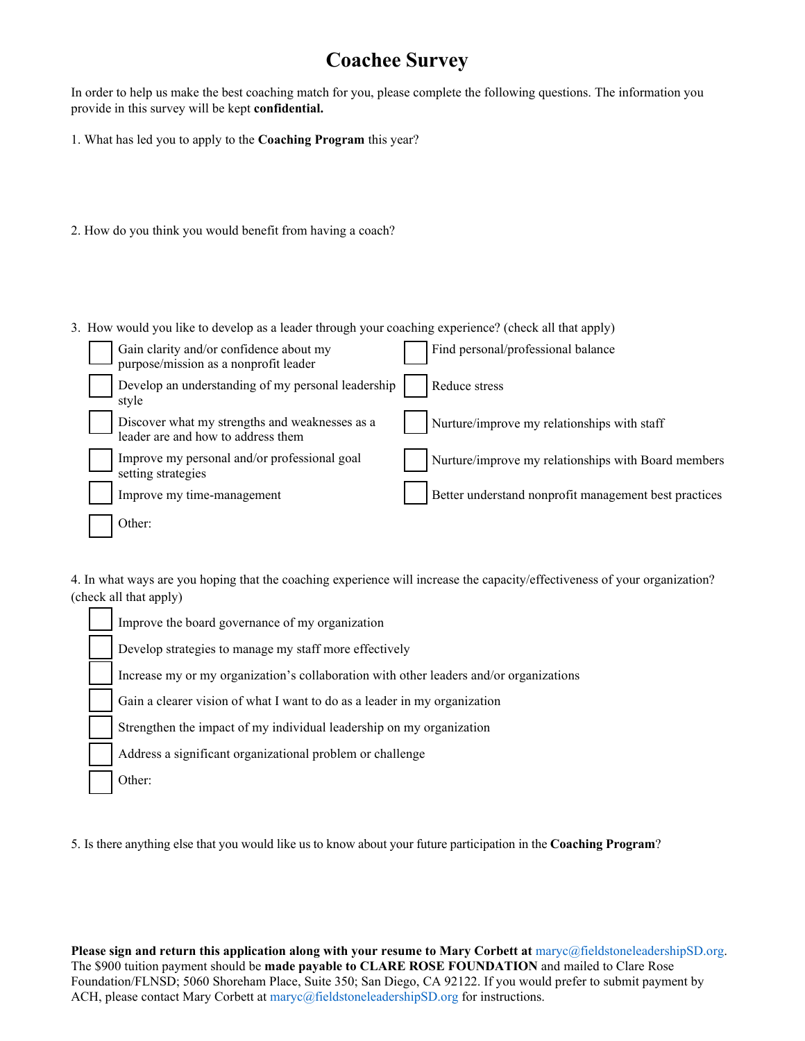# Coachee Survey

In order to help us make the best coaching match for you, please complete the following questions. The information you provide in this survey will be kept **confidential.**

1. What has led you to apply to the **Coaching Program** this year?

2. How do you think you would benefit from having a coach?

3. How would you like to develop as a leader through your coaching experience? (check all that apply)

- [ ] Gain clarity and/or confidence about my purpose/mission as a nonprofit leader
- [ ] Develop an understanding of my personal leadership style
- [ ] Discover what my strengths and weaknesses as a leader are and how to address them
- [ ] Improve my personal and/or professional goal setting strategies
- [ ] Improve my time-management
- [ ] Other:
- [ ] Find personal/professional balance
- [ ] Reduce stress
- [ ] Nurture/improve my relationships with staff
- [ ] Nurture/improve my relationships with Board members
- [ ] Better understand nonprofit management best practices

4. In what ways are you hoping that the coaching experience will increase the capacity/effectiveness of your organization? (check all that apply)

- [ ] Improve the board governance of my organization
- [ ] Develop strategies to manage my staff more effectively
- [ ] Increase my or my organization's collaboration with other leaders and/or organizations
- [ ] Gain a clearer vision of what I want to do as a leader in my organization
- [ ] Strengthen the impact of my individual leadership on my organization
- [ ] Address a significant organizational problem or challenge
- [ ] Other:

5. Is there anything else that you would like us to know about your future participation in the **Coaching Program**?

**Please sign and return this application along with your resume to Mary Corbett at** maryc@fieldstoneleadershipSD.org. The $900 tuition payment should be **made payable to CLARE ROSE FOUNDATION** and mailed to Clare Rose Foundation/FLNSD; 5060 Shoreham Place, Suite 350; San Diego, CA 92122. If you would prefer to submit payment by ACH, please contact Mary Corbett at maryc@fieldstoneleadershipSD.org for instructions.